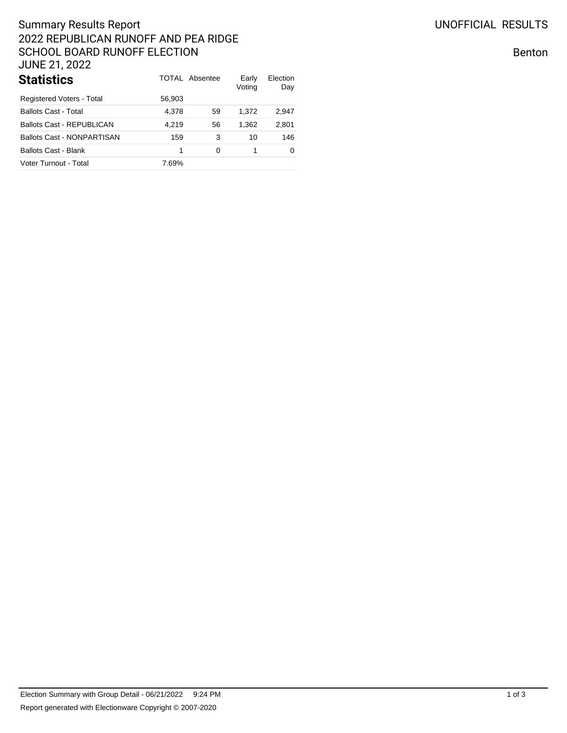# Summary Results Report
## 2022 REPUBLICAN RUNOFF AND PEA RIDGE SCHOOL BOARD RUNOFF ELECTION
## JUNE 21, 2022

UNOFFICIAL RESULTS

Benton

### Statistics

| Statistics | TOTAL | Absentee | Early Voting | Election Day |
|---|---|---|---|---|
| Registered Voters - Total | 56,903 | | | |
| Ballots Cast - Total | 4,378 | 59 | 1,372 | 2,947 |
| Ballots Cast - REPUBLICAN | 4,219 | 56 | 1,362 | 2,801 |
| Ballots Cast - NONPARTISAN | 159 | 3 | 10 | 146 |
| Ballots Cast - Blank | 1 | 0 | 1 | 0 |
| Voter Turnout - Total | 7.69% | | | |

Election Summary with Group Detail - 06/21/2022 9:24 PM

Report generated with Electionware Copyright © 2007-2020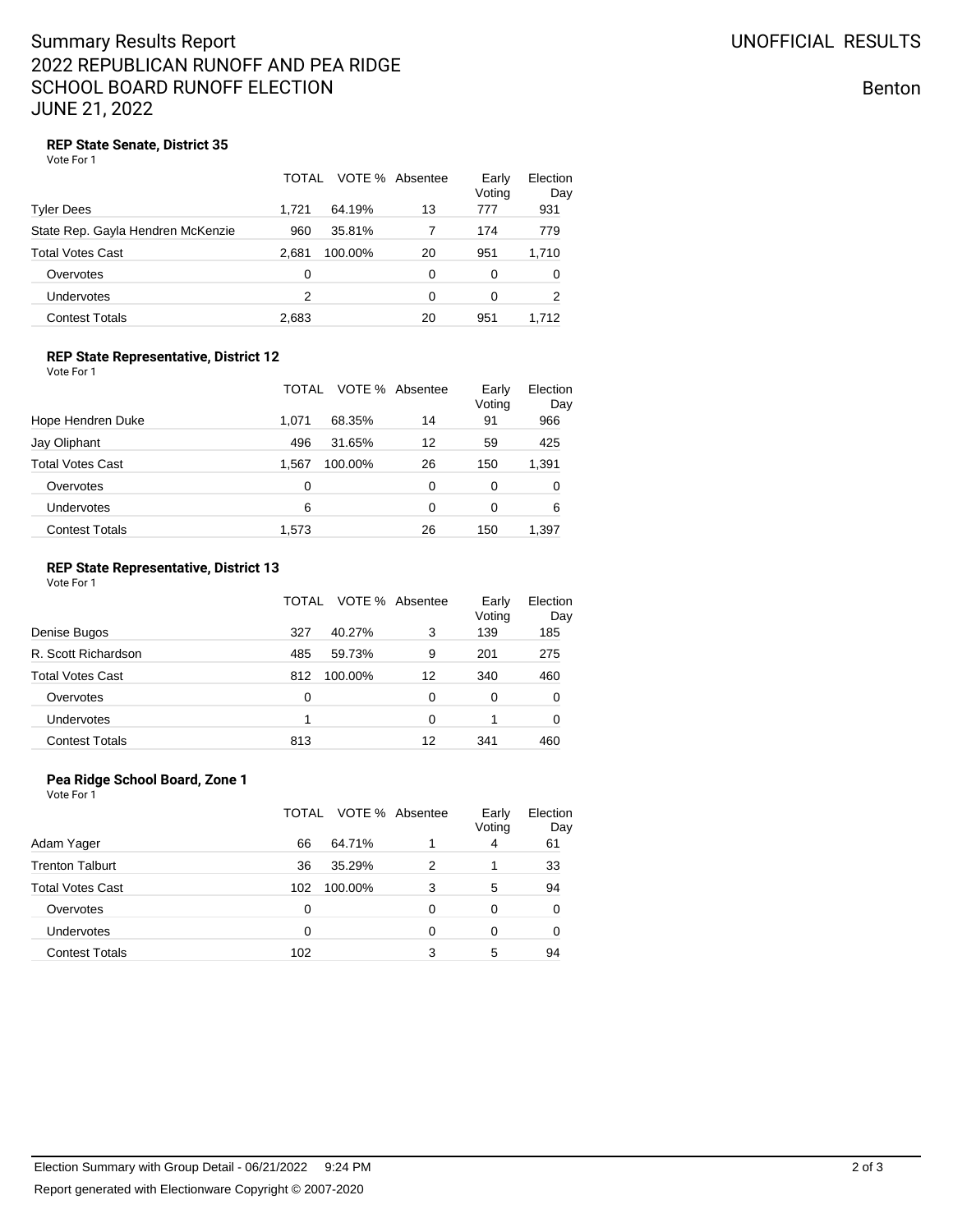# Summary Results Report
# 2022 REPUBLICAN RUNOFF AND PEA RIDGE SCHOOL BOARD RUNOFF ELECTION
# JUNE 21, 2022

UNOFFICIAL RESULTS

Benton

### REP State Senate, District 35

Vote For 1

| | TOTAL | VOTE % | Absentee | Early Voting | Election Day |
|---|---|---|---|---|---|
| Tyler Dees | 1,721 | 64.19% | 13 | 777 | 931 |
| State Rep. Gayla Hendren McKenzie | 960 | 35.81% | 7 | 174 | 779 |
| Total Votes Cast | 2,681 | 100.00% | 20 | 951 | 1,710 |
| Overvotes | 0 | | 0 | 0 | 0 |
| Undervotes | 2 | | 0 | 0 | 2 |
| Contest Totals | 2,683 | | 20 | 951 | 1,712 |

### REP State Representative, District 12

Vote For 1

| | TOTAL | VOTE % | Absentee | Early Voting | Election Day |
|---|---|---|---|---|---|
| Hope Hendren Duke | 1,071 | 68.35% | 14 | 91 | 966 |
| Jay Oliphant | 496 | 31.65% | 12 | 59 | 425 |
| Total Votes Cast | 1,567 | 100.00% | 26 | 150 | 1,391 |
| Overvotes | 0 | | 0 | 0 | 0 |
| Undervotes | 6 | | 0 | 0 | 6 |
| Contest Totals | 1,573 | | 26 | 150 | 1,397 |

### REP State Representative, District 13

Vote For 1

| | TOTAL | VOTE % | Absentee | Early Voting | Election Day |
|---|---|---|---|---|---|
| Denise Bugos | 327 | 40.27% | 3 | 139 | 185 |
| R. Scott Richardson | 485 | 59.73% | 9 | 201 | 275 |
| Total Votes Cast | 812 | 100.00% | 12 | 340 | 460 |
| Overvotes | 0 | | 0 | 0 | 0 |
| Undervotes | 1 | | 0 | 1 | 0 |
| Contest Totals | 813 | | 12 | 341 | 460 |

### Pea Ridge School Board, Zone 1

Vote For 1

| | TOTAL | VOTE % | Absentee | Early Voting | Election Day |
|---|---|---|---|---|---|
| Adam Yager | 66 | 64.71% | 1 | 4 | 61 |
| Trenton Talburt | 36 | 35.29% | 2 | 1 | 33 |
| Total Votes Cast | 102 | 100.00% | 3 | 5 | 94 |
| Overvotes | 0 | | 0 | 0 | 0 |
| Undervotes | 0 | | 0 | 0 | 0 |
| Contest Totals | 102 | | 3 | 5 | 94 |

Election Summary with Group Detail - 06/21/2022 9:24 PM

Report generated with Electionware Copyright © 2007-2020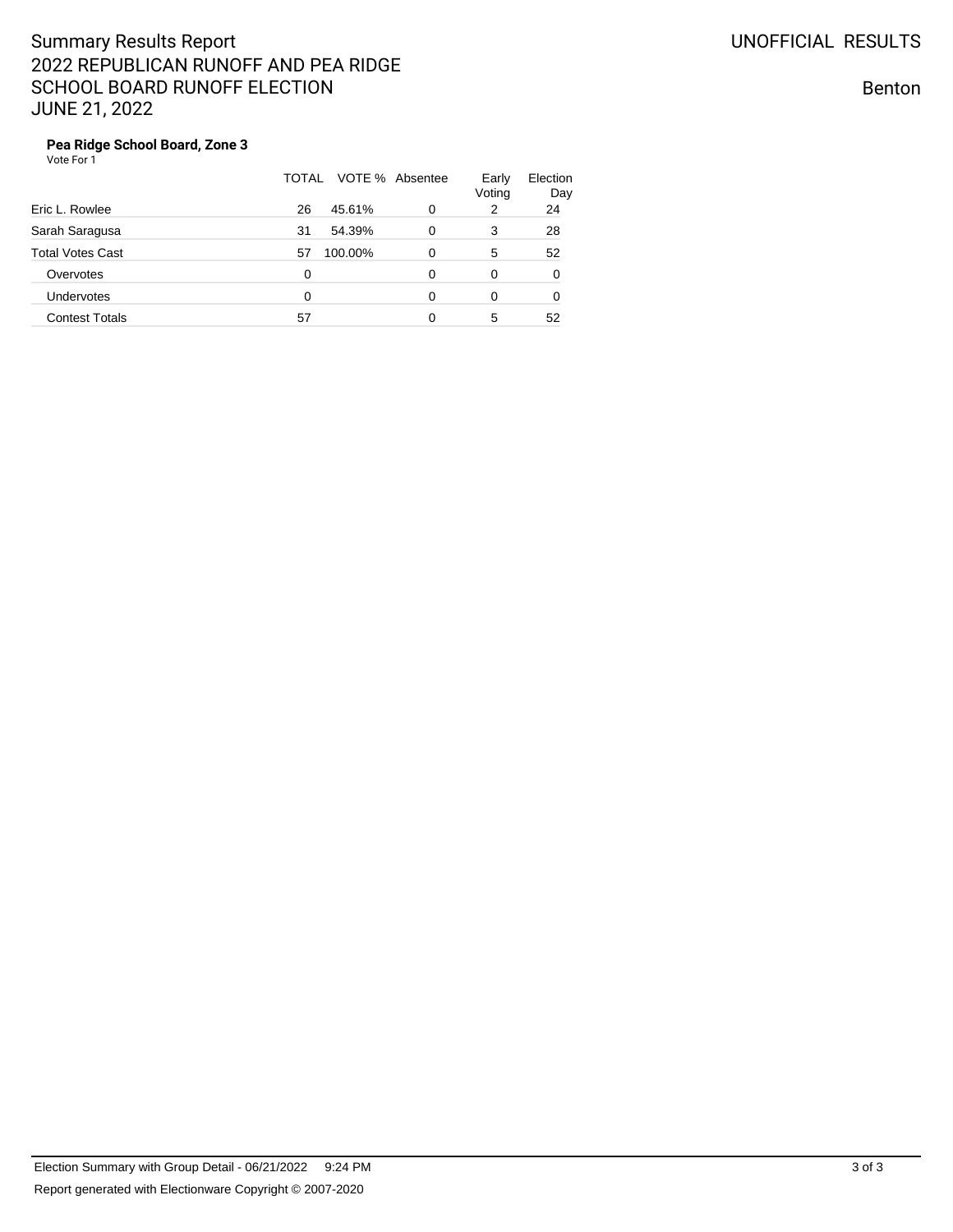# Summary Results Report
# 2022 REPUBLICAN RUNOFF AND PEA RIDGE SCHOOL BOARD RUNOFF ELECTION
# JUNE 21, 2022

UNOFFICIAL RESULTS

Benton

**Pea Ridge School Board, Zone 3**

Vote For 1

| | TOTAL | VOTE % | Absentee | Early Voting | Election Day |
|---|---|---|---|---|---|
| Eric L. Rowlee | 26 | 45.61% | 0 | 2 | 24 |
| Sarah Saragusa | 31 | 54.39% | 0 | 3 | 28 |
| Total Votes Cast | 57 | 100.00% | 0 | 5 | 52 |
| Overvotes | 0 | | 0 | 0 | 0 |
| Undervotes | 0 | | 0 | 0 | 0 |
| Contest Totals | 57 | | 0 | 5 | 52 |

Election Summary with Group Detail - 06/21/2022 9:24 PM

Report generated with Electionware Copyright © 2007-2020